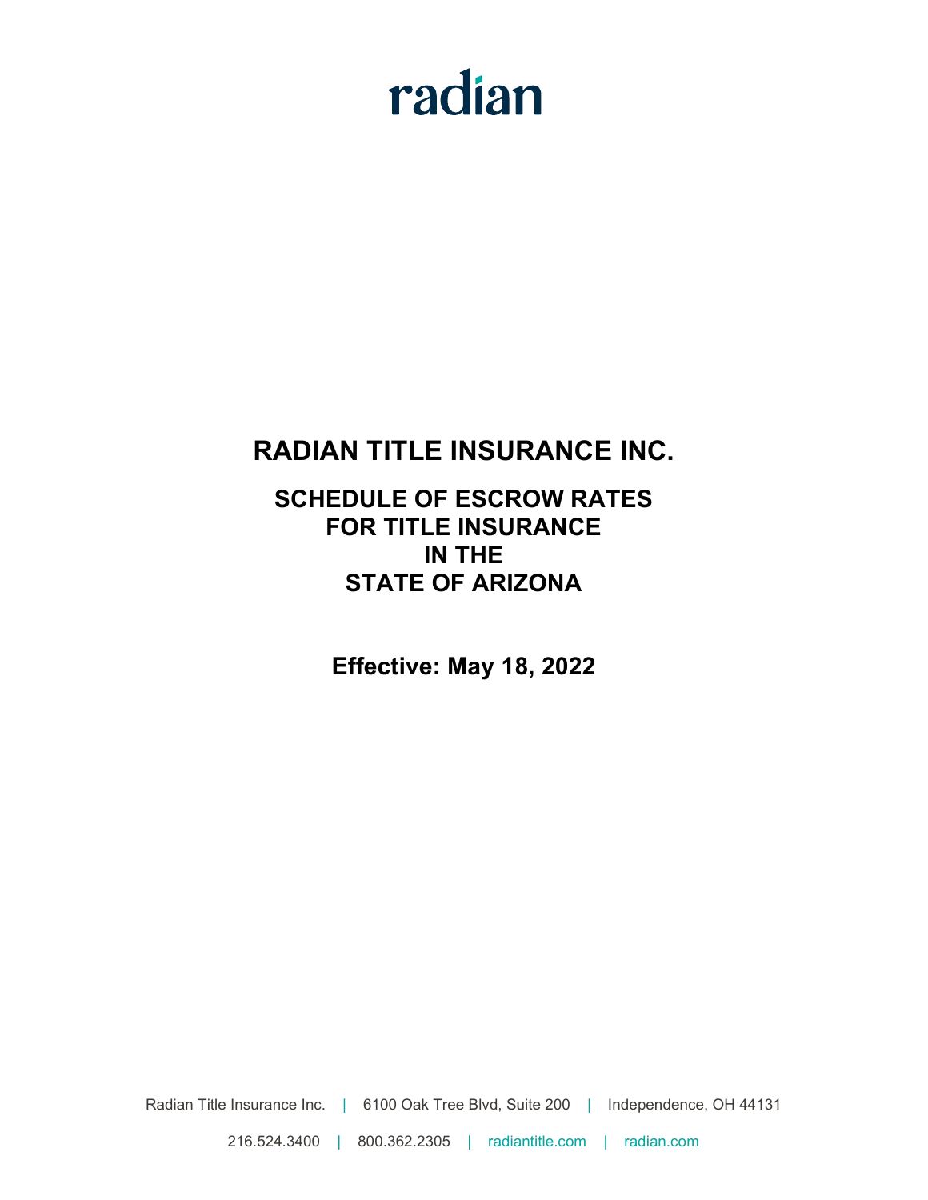radian

# RADIAN TITLE INSURANCE INC.

## SCHEDULE OF ESCROW RATES
## FOR TITLE INSURANCE
## IN THE
## STATE OF ARIZONA

**Effective: May 18, 2022**

Radian Title Insurance Inc. | 6100 Oak Tree Blvd, Suite 200 | Independence, OH 44131

216.524.3400 | 800.362.2305 | radiantitle.com | radian.com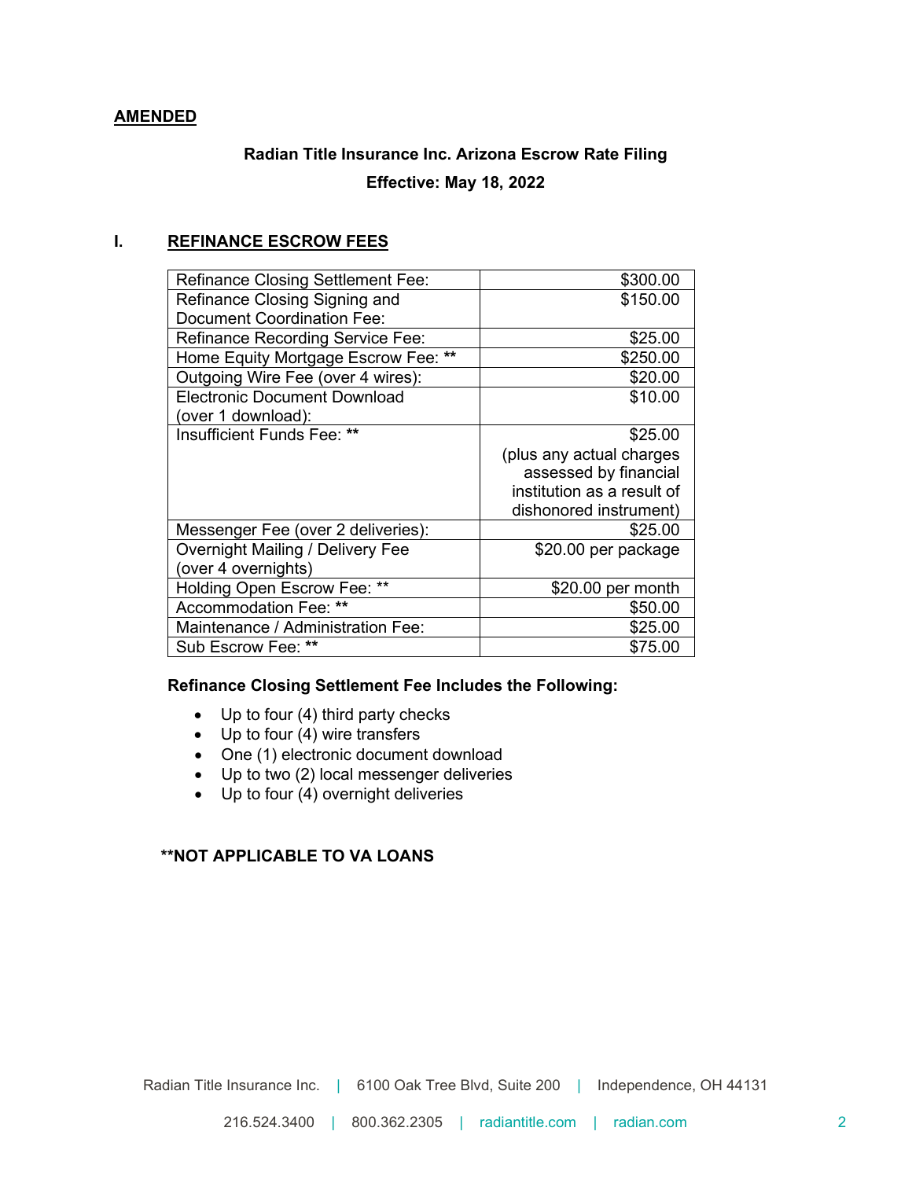**AMENDED**

**Radian Title Insurance Inc. Arizona Escrow Rate Filing**

**Effective: May 18, 2022**

## I. REFINANCE ESCROW FEES

| Fee | Amount |
|---|---|
| Refinance Closing Settlement Fee: | $300.00 |
| Refinance Closing Signing and Document Coordination Fee: | $150.00 |
| Refinance Recording Service Fee: | $25.00 |
| Home Equity Mortgage Escrow Fee: ** | $250.00 |
| Outgoing Wire Fee (over 4 wires): | $20.00 |
| Electronic Document Download (over 1 download): | $10.00 |
| Insufficient Funds Fee: ** | $25.00 (plus any actual charges assessed by financial institution as a result of dishonored instrument) |
| Messenger Fee (over 2 deliveries): | $25.00 |
| Overnight Mailing / Delivery Fee (over 4 overnights) | $20.00 per package |
| Holding Open Escrow Fee: ** | $20.00 per month |
| Accommodation Fee: ** | $50.00 |
| Maintenance / Administration Fee: | $25.00 |
| Sub Escrow Fee: ** | $75.00 |

**Refinance Closing Settlement Fee Includes the Following:**

- Up to four (4) third party checks
- Up to four (4) wire transfers
- One (1) electronic document download
- Up to two (2) local messenger deliveries
- Up to four (4) overnight deliveries

****NOT APPLICABLE TO VA LOANS**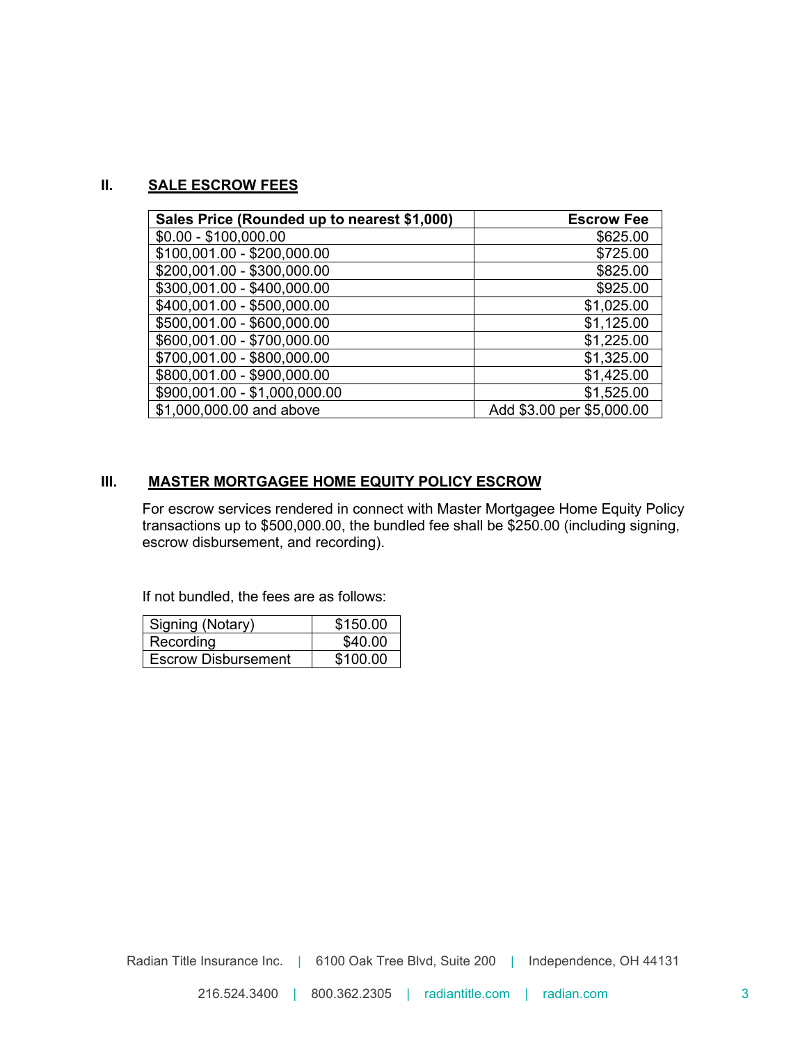## II. SALE ESCROW FEES

| Sales Price (Rounded up to nearest $1,000) | Escrow Fee |
|---|---:|
| $0.00 - $100,000.00 | $625.00 |
| $100,001.00 - $200,000.00 | $725.00 |
| $200,001.00 - $300,000.00 | $825.00 |
| $300,001.00 - $400,000.00 | $925.00 |
| $400,001.00 - $500,000.00 | $1,025.00 |
| $500,001.00 - $600,000.00 | $1,125.00 |
| $600,001.00 - $700,000.00 | $1,225.00 |
| $700,001.00 - $800,000.00 | $1,325.00 |
| $800,001.00 - $900,000.00 | $1,425.00 |
| $900,001.00 - $1,000,000.00 | $1,525.00 |
| $1,000,000.00 and above | Add $3.00 per $5,000.00 |

## III. MASTER MORTGAGEE HOME EQUITY POLICY ESCROW

For escrow services rendered in connect with Master Mortgagee Home Equity Policy transactions up to $500,000.00, the bundled fee shall be $250.00 (including signing, escrow disbursement, and recording).

If not bundled, the fees are as follows:

| | |
|---|---:|
| Signing (Notary) | $150.00 |
| Recording | $40.00 |
| Escrow Disbursement | $100.00 |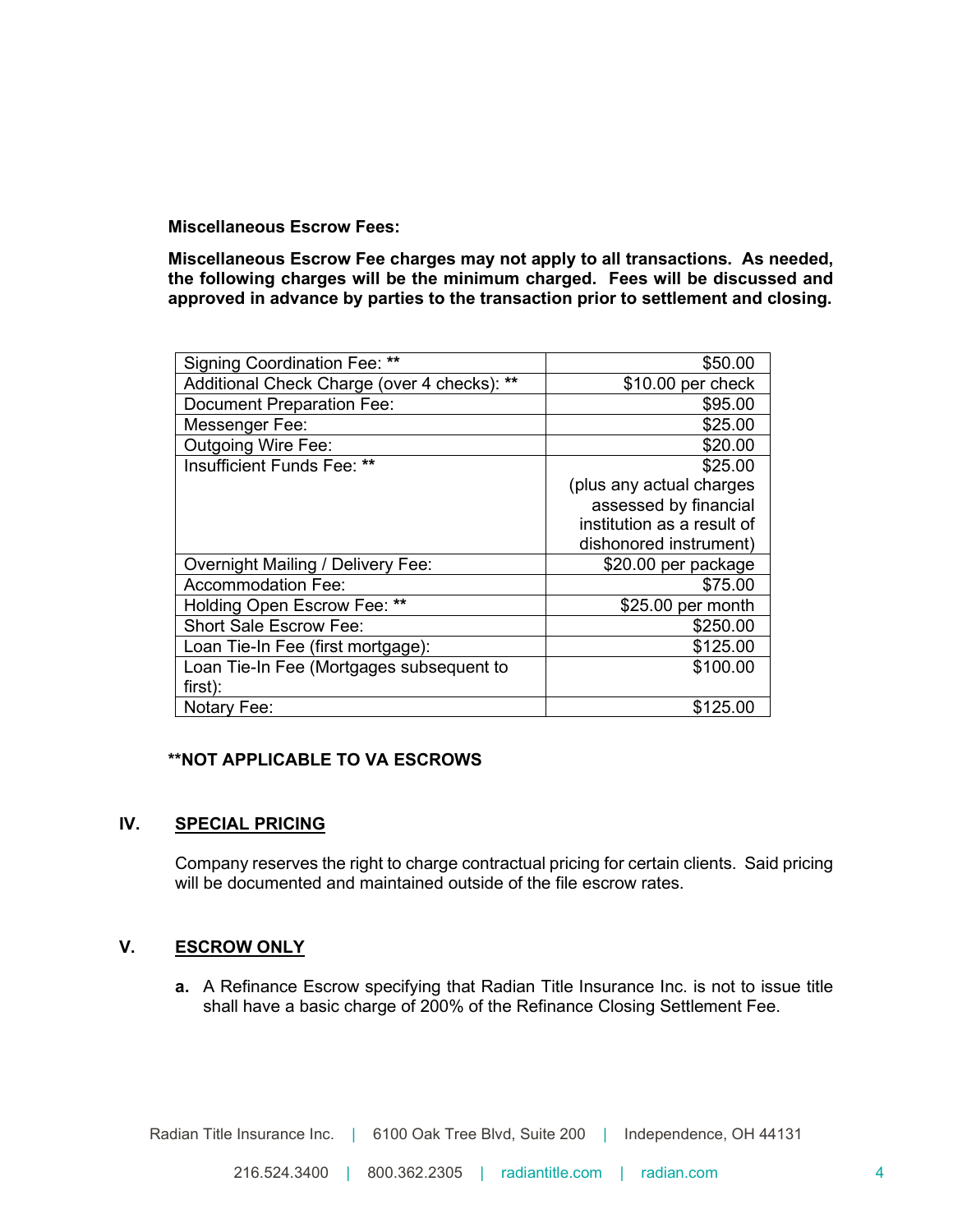**Miscellaneous Escrow Fees:**

**Miscellaneous Escrow Fee charges may not apply to all transactions. As needed, the following charges will be the minimum charged. Fees will be discussed and approved in advance by parties to the transaction prior to settlement and closing.**

| Fee | Amount |
|---|---|
| Signing Coordination Fee: ** | $50.00 |
| Additional Check Charge (over 4 checks): ** | $10.00 per check |
| Document Preparation Fee: | $95.00 |
| Messenger Fee: | $25.00 |
| Outgoing Wire Fee: | $20.00 |
| Insufficient Funds Fee: ** | $25.00 (plus any actual charges assessed by financial institution as a result of dishonored instrument) |
| Overnight Mailing / Delivery Fee: | $20.00 per package |
| Accommodation Fee: | $75.00 |
| Holding Open Escrow Fee: ** | $25.00 per month |
| Short Sale Escrow Fee: | $250.00 |
| Loan Tie-In Fee (first mortgage): | $125.00 |
| Loan Tie-In Fee (Mortgages subsequent to first): | $100.00 |
| Notary Fee: | $125.00 |

**\*\*NOT APPLICABLE TO VA ESCROWS**

## IV. SPECIAL PRICING

Company reserves the right to charge contractual pricing for certain clients. Said pricing will be documented and maintained outside of the file escrow rates.

## V. ESCROW ONLY

**a.** A Refinance Escrow specifying that Radian Title Insurance Inc. is not to issue title shall have a basic charge of 200% of the Refinance Closing Settlement Fee.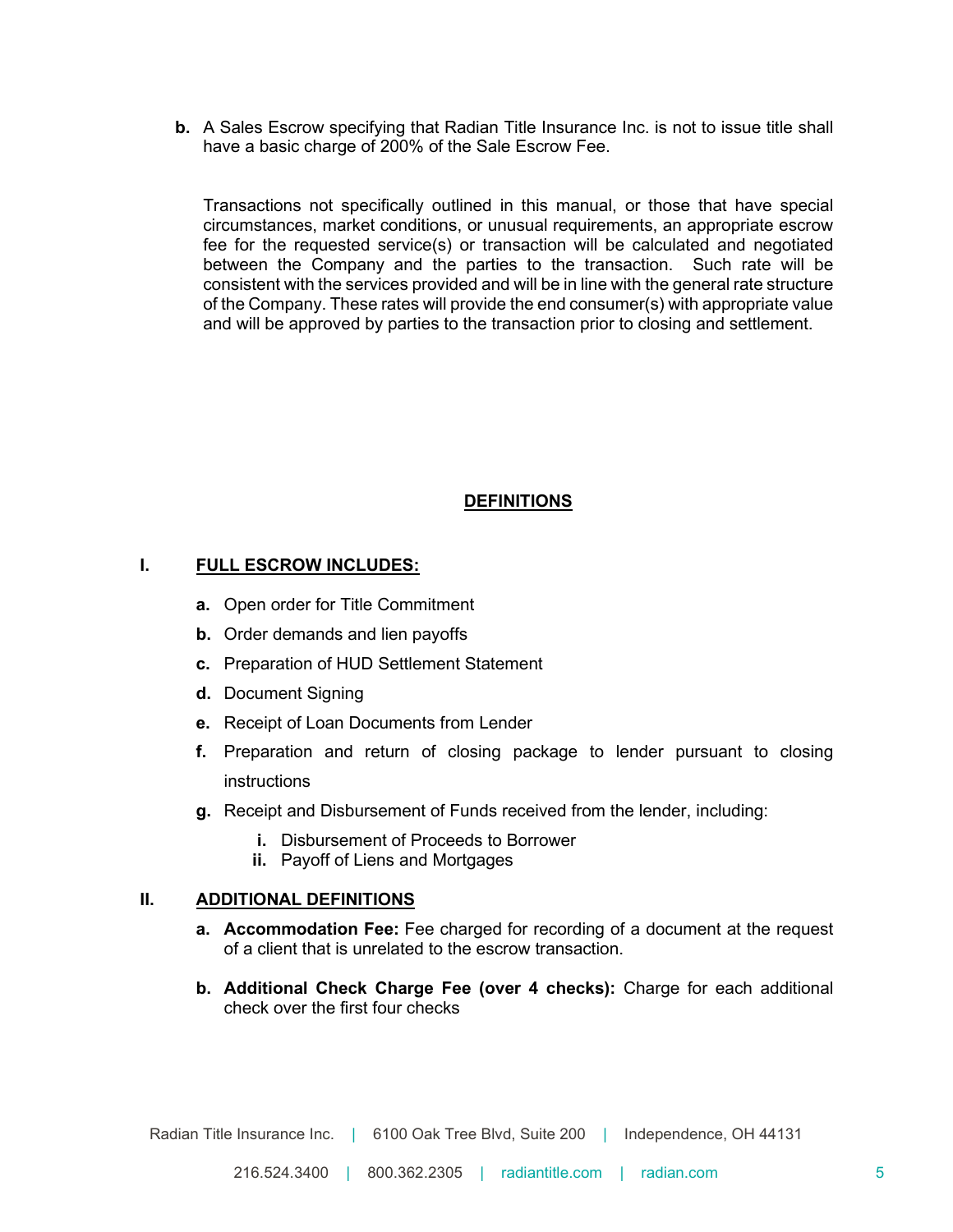**b.** A Sales Escrow specifying that Radian Title Insurance Inc. is not to issue title shall have a basic charge of 200% of the Sale Escrow Fee.

Transactions not specifically outlined in this manual, or those that have special circumstances, market conditions, or unusual requirements, an appropriate escrow fee for the requested service(s) or transaction will be calculated and negotiated between the Company and the parties to the transaction. Such rate will be consistent with the services provided and will be in line with the general rate structure of the Company. These rates will provide the end consumer(s) with appropriate value and will be approved by parties to the transaction prior to closing and settlement.

## DEFINITIONS

### I. FULL ESCROW INCLUDES:

- **a.** Open order for Title Commitment
- **b.** Order demands and lien payoffs
- **c.** Preparation of HUD Settlement Statement
- **d.** Document Signing
- **e.** Receipt of Loan Documents from Lender
- **f.** Preparation and return of closing package to lender pursuant to closing instructions
- **g.** Receipt and Disbursement of Funds received from the lender, including:
  - **i.** Disbursement of Proceeds to Borrower
  - **ii.** Payoff of Liens and Mortgages

### II. ADDITIONAL DEFINITIONS

- **a. Accommodation Fee:** Fee charged for recording of a document at the request of a client that is unrelated to the escrow transaction.
- **b. Additional Check Charge Fee (over 4 checks):** Charge for each additional check over the first four checks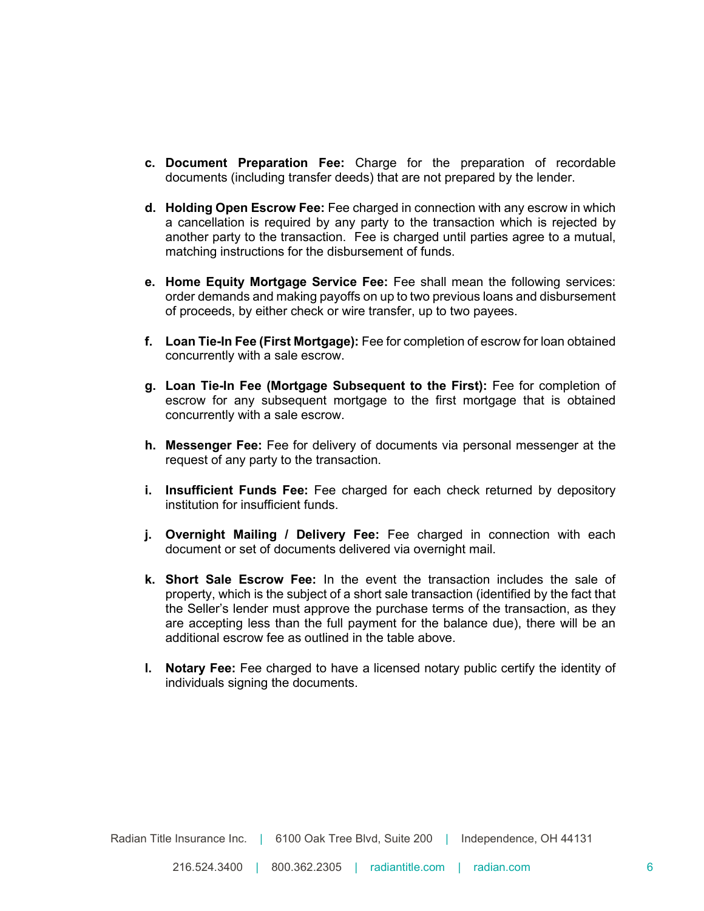c. **Document Preparation Fee:** Charge for the preparation of recordable documents (including transfer deeds) that are not prepared by the lender.

d. **Holding Open Escrow Fee:** Fee charged in connection with any escrow in which a cancellation is required by any party to the transaction which is rejected by another party to the transaction. Fee is charged until parties agree to a mutual, matching instructions for the disbursement of funds.

e. **Home Equity Mortgage Service Fee:** Fee shall mean the following services: order demands and making payoffs on up to two previous loans and disbursement of proceeds, by either check or wire transfer, up to two payees.

f. **Loan Tie-In Fee (First Mortgage):** Fee for completion of escrow for loan obtained concurrently with a sale escrow.

g. **Loan Tie-In Fee (Mortgage Subsequent to the First):** Fee for completion of escrow for any subsequent mortgage to the first mortgage that is obtained concurrently with a sale escrow.

h. **Messenger Fee:** Fee for delivery of documents via personal messenger at the request of any party to the transaction.

i. **Insufficient Funds Fee:** Fee charged for each check returned by depository institution for insufficient funds.

j. **Overnight Mailing / Delivery Fee:** Fee charged in connection with each document or set of documents delivered via overnight mail.

k. **Short Sale Escrow Fee:** In the event the transaction includes the sale of property, which is the subject of a short sale transaction (identified by the fact that the Seller's lender must approve the purchase terms of the transaction, as they are accepting less than the full payment for the balance due), there will be an additional escrow fee as outlined in the table above.

l. **Notary Fee:** Fee charged to have a licensed notary public certify the identity of individuals signing the documents.